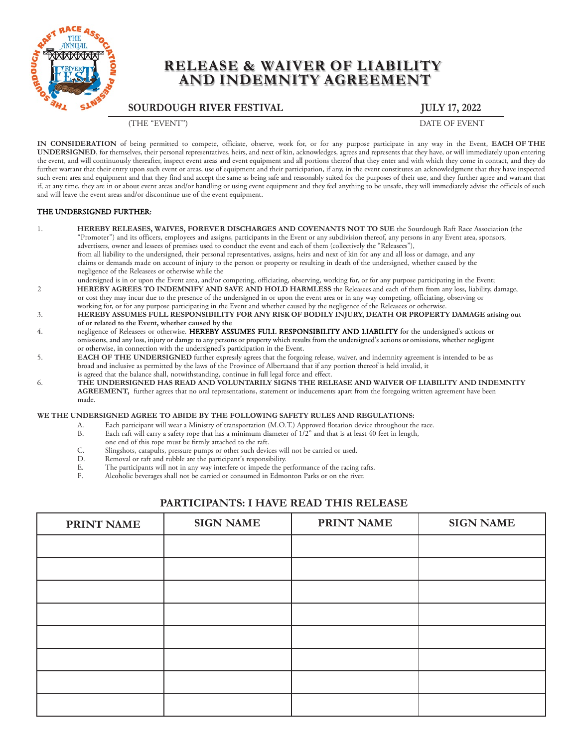# RELEASE & WAIVER OF LIABILITY AND INDEMNITY AGREEMENT

**SOURDOUGH RIVER FESTIVAL** — **JULY 17, 2022**

(THE "EVENT") — DATE OF EVENT

**IN CONSIDERATION** of being permitted to compete, officiate, observe, work for, or for any purpose participate in any way in the Event, **EACH OF THE UNDERSIGNED**, for themselves, their personal representatives, heirs, and next of kin, acknowledges, agrees and represents that they have, or will immediately upon entering the event, and will continuously thereafter, inspect event areas and event equipment and all portions thereof that they enter and with which they come in contact, and they do further warrant that their entry upon such event or areas, use of equipment and their participation, if any, in the event constitutes an acknowledgment that they have inspected such event area and equipment and that they find and accept the same as being safe and reasonably suited for the purposes of their use, and they further agree and warrant that if, at any time, they are in or about event areas and/or handling or using event equipment and they feel anything to be unsafe, they will immediately advise the officials of such and will leave the event areas and/or discontinue use of the event equipment.

**THE UNDERSIGNED FURTHER:**

1. **HEREBY RELEASES, WAIVES, FOREVER DISCHARGES AND COVENANTS NOT TO SUE** the Sourdough Raft Race Association (the "Promoter") and its officers, employees and assigns, participants in the Event or any subdivision thereof, any persons in any Event area, sponsors, advertisers, owner and lessees of premises used to conduct the event and each of them (collectively the "Releasees"), from all liability to the undersigned, their personal representatives, assigns, heirs and next of kin for any and all loss or damage, and any claims or demands made on account of injury to the person or property or resulting in death of the undersigned, whether caused by the negligence of the Releasees or otherwise while the undersigned is in or upon the Event area, and/or competing, officiating, observing, working for, or for any purpose participating in the Event;
2. **HEREBY AGREES TO INDEMNIFY AND SAVE AND HOLD HARMLESS** the Releasees and each of them from any loss, liability, damage, or cost they may incur due to the presence of the undersigned in or upon the event area or in any way competing, officiating, observing or working for, or for any purpose participating in the Event and whether caused by the negligence of the Releasees or otherwise.
3. **HEREBY ASSUMES FULL RESPONSIBILITY FOR ANY RISK OF BODILY INJURY, DEATH OR PROPERTY DAMAGE arising out of or related to the Event, whether caused by the**
4. negligence of Releasees or otherwise. **HEREBY ASSUMES FULL RESPONSIBILITY AND LIABILITY** for the undersigned's actions or omissions, and any loss, injury or damge to any persons or property which results from the undersigned's actions or omissions, whether negligent or otherwise, in connection with the undersigned's participation in the Event.
5. **EACH OF THE UNDERSIGNED** further expressly agrees that the forgoing release, waiver, and indemnity agreement is intended to be as broad and inclusive as permitted by the laws of the Province of Albertaand that if any portion thereof is held invalid, it is agreed that the balance shall, notwithstanding, continue in full legal force and effect.
6. **THE UNDERSIGNED HAS READ AND VOLUNTARILY SIGNS THE RELEASE AND WAIVER OF LIABILITY AND INDEMNITY AGREEMENT,** further agrees that no oral representations, statement or inducements apart from the foregoing written agreement have been made.

**WE THE UNDERSIGNED AGREE TO ABIDE BY THE FOLLOWING SAFETY RULES AND REGULATIONS:**

A. Each participant will wear a Ministry of transportation (M.O.T.) Approved flotation device throughout the race.
B. Each raft will carry a safety rope that has a minimum diameter of 1/2" and that is at least 40 feet in length, one end of this rope must be firmly attached to the raft.
C. Slingshots, catapults, pressure pumps or other such devices will not be carried or used.
D. Removal or raft and rubble are the participant's responsibility.
E. The participants will not in any way interfere or impede the performance of the racing rafts.
F. Alcoholic beverages shall not be carried or consumed in Edmonton Parks or on the river.

## PARTICIPANTS: I HAVE READ THIS RELEASE

| PRINT NAME | SIGN NAME | PRINT NAME | SIGN NAME |
|---|---|---|---|
| | | | |
| | | | |
| | | | |
| | | | |
| | | | |
| | | | |
| | | | |
| | | | |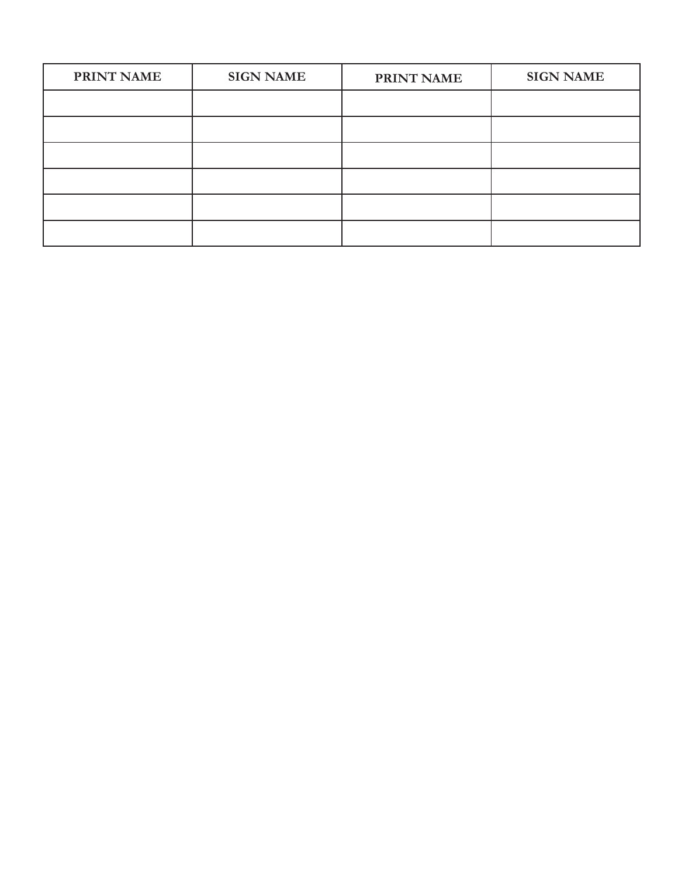| PRINT NAME | SIGN NAME | PRINT NAME | SIGN NAME |
|---|---|---|---|
| | | | |
| | | | |
| | | | |
| | | | |
| | | | |
| | | | |